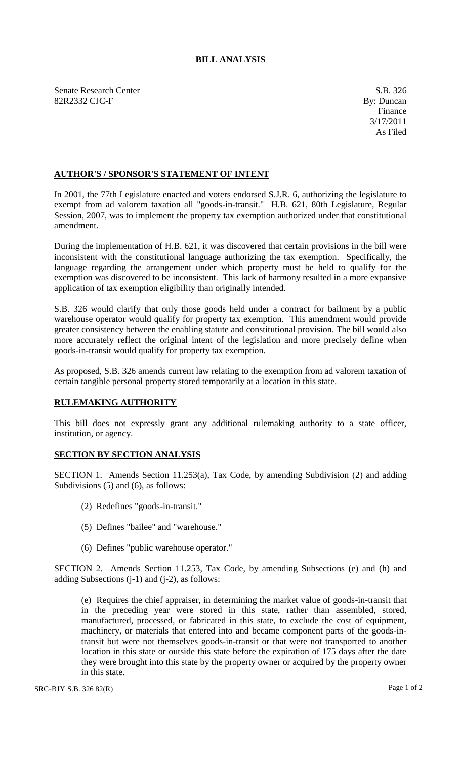# BILL ANALYSIS

Senate Research Center
82R2332 CJC-F

S.B. 326
By: Duncan
Finance
3/17/2011
As Filed

## AUTHOR'S / SPONSOR'S STATEMENT OF INTENT

In 2001, the 77th Legislature enacted and voters endorsed S.J.R. 6, authorizing the legislature to exempt from ad valorem taxation all "goods-in-transit." H.B. 621, 80th Legislature, Regular Session, 2007, was to implement the property tax exemption authorized under that constitutional amendment.

During the implementation of H.B. 621, it was discovered that certain provisions in the bill were inconsistent with the constitutional language authorizing the tax exemption. Specifically, the language regarding the arrangement under which property must be held to qualify for the exemption was discovered to be inconsistent. This lack of harmony resulted in a more expansive application of tax exemption eligibility than originally intended.

S.B. 326 would clarify that only those goods held under a contract for bailment by a public warehouse operator would qualify for property tax exemption. This amendment would provide greater consistency between the enabling statute and constitutional provision. The bill would also more accurately reflect the original intent of the legislation and more precisely define when goods-in-transit would qualify for property tax exemption.

As proposed, S.B. 326 amends current law relating to the exemption from ad valorem taxation of certain tangible personal property stored temporarily at a location in this state.

## RULEMAKING AUTHORITY

This bill does not expressly grant any additional rulemaking authority to a state officer, institution, or agency.

## SECTION BY SECTION ANALYSIS

SECTION 1. Amends Section 11.253(a), Tax Code, by amending Subdivision (2) and adding Subdivisions (5) and (6), as follows:

(2) Redefines "goods-in-transit."

(5) Defines "bailee" and "warehouse."

(6) Defines "public warehouse operator."

SECTION 2. Amends Section 11.253, Tax Code, by amending Subsections (e) and (h) and adding Subsections (j-1) and (j-2), as follows:

(e) Requires the chief appraiser, in determining the market value of goods-in-transit that in the preceding year were stored in this state, rather than assembled, stored, manufactured, processed, or fabricated in this state, to exclude the cost of equipment, machinery, or materials that entered into and became component parts of the goods-in-transit but were not themselves goods-in-transit or that were not transported to another location in this state or outside this state before the expiration of 175 days after the date they were brought into this state by the property owner or acquired by the property owner in this state.

SRC-BJY S.B. 326 82(R)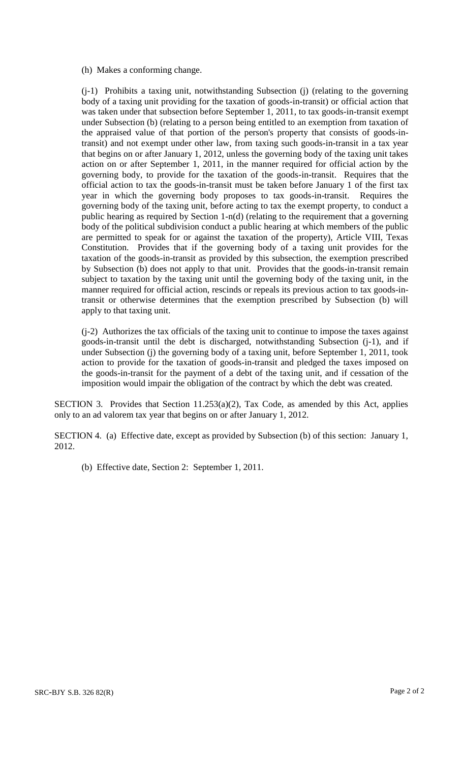(h) Makes a conforming change.

(j-1) Prohibits a taxing unit, notwithstanding Subsection (j) (relating to the governing body of a taxing unit providing for the taxation of goods-in-transit) or official action that was taken under that subsection before September 1, 2011, to tax goods-in-transit exempt under Subsection (b) (relating to a person being entitled to an exemption from taxation of the appraised value of that portion of the person's property that consists of goods-in-transit) and not exempt under other law, from taxing such goods-in-transit in a tax year that begins on or after January 1, 2012, unless the governing body of the taxing unit takes action on or after September 1, 2011, in the manner required for official action by the governing body, to provide for the taxation of the goods-in-transit. Requires that the official action to tax the goods-in-transit must be taken before January 1 of the first tax year in which the governing body proposes to tax goods-in-transit. Requires the governing body of the taxing unit, before acting to tax the exempt property, to conduct a public hearing as required by Section 1-n(d) (relating to the requirement that a governing body of the political subdivision conduct a public hearing at which members of the public are permitted to speak for or against the taxation of the property), Article VIII, Texas Constitution. Provides that if the governing body of a taxing unit provides for the taxation of the goods-in-transit as provided by this subsection, the exemption prescribed by Subsection (b) does not apply to that unit. Provides that the goods-in-transit remain subject to taxation by the taxing unit until the governing body of the taxing unit, in the manner required for official action, rescinds or repeals its previous action to tax goods-in-transit or otherwise determines that the exemption prescribed by Subsection (b) will apply to that taxing unit.

(j-2) Authorizes the tax officials of the taxing unit to continue to impose the taxes against goods-in-transit until the debt is discharged, notwithstanding Subsection (j-1), and if under Subsection (j) the governing body of a taxing unit, before September 1, 2011, took action to provide for the taxation of goods-in-transit and pledged the taxes imposed on the goods-in-transit for the payment of a debt of the taxing unit, and if cessation of the imposition would impair the obligation of the contract by which the debt was created.

SECTION 3. Provides that Section 11.253(a)(2), Tax Code, as amended by this Act, applies only to an ad valorem tax year that begins on or after January 1, 2012.

SECTION 4. (a) Effective date, except as provided by Subsection (b) of this section: January 1, 2012.

(b) Effective date, Section 2: September 1, 2011.